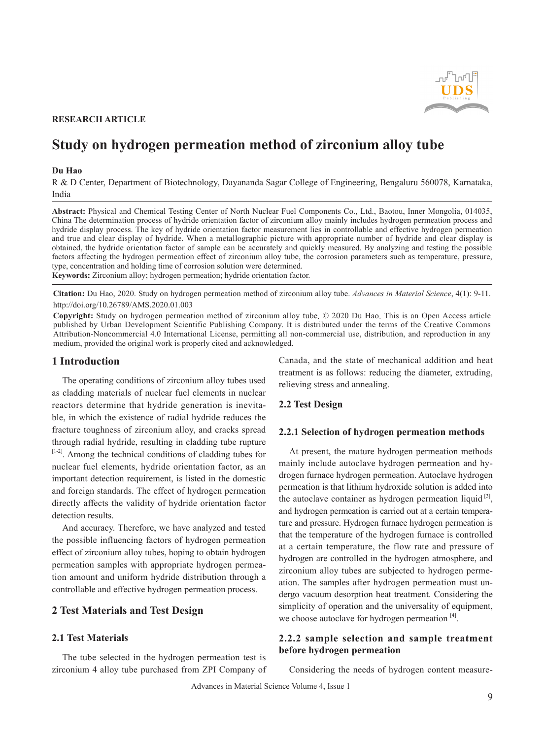RESEARCH ARTICLE

# Study on hydrogen permeation method of zirconium alloy tube

**Du Hao**

R & D Center, Department of Biotechnology, Dayananda Sagar College of Engineering, Bengaluru 560078, Karnataka, India

**Abstract:** Physical and Chemical Testing Center of North Nuclear Fuel Components Co., Ltd., Baotou, Inner Mongolia, 014035, China The determination process of hydride orientation factor of zirconium alloy mainly includes hydrogen permeation process and hydride display process. The key of hydride orientation factor measurement lies in controllable and effective hydrogen permeation and true and clear display of hydride. When a metallographic picture with appropriate number of hydride and clear display is obtained, the hydride orientation factor of sample can be accurately and quickly measured. By analyzing and testing the possible factors affecting the hydrogen permeation effect of zirconium alloy tube, the corrosion parameters such as temperature, pressure, type, concentration and holding time of corrosion solution were determined.

**Keywords:** Zirconium alloy; hydrogen permeation; hydride orientation factor.

**Citation:** Du Hao, 2020. Study on hydrogen permeation method of zirconium alloy tube. *Advances in Material Science*, 4(1): 9-11. http://doi.org/10.26789/AMS.2020.01.003

**Copyright:** Study on hydrogen permeation method of zirconium alloy tube. © 2020 Du Hao. This is an Open Access article published by Urban Development Scientific Publishing Company. It is distributed under the terms of the Creative Commons Attribution-Noncommercial 4.0 International License, permitting all non-commercial use, distribution, and reproduction in any medium, provided the original work is properly cited and acknowledged.

## 1 Introduction

The operating conditions of zirconium alloy tubes used as cladding materials of nuclear fuel elements in nuclear reactors determine that hydride generation is inevitable, in which the existence of radial hydride reduces the fracture toughness of zirconium alloy, and cracks spread through radial hydride, resulting in cladding tube rupture [1-2]. Among the technical conditions of cladding tubes for nuclear fuel elements, hydride orientation factor, as an important detection requirement, is listed in the domestic and foreign standards. The effect of hydrogen permeation directly affects the validity of hydride orientation factor detection results.

And accuracy. Therefore, we have analyzed and tested the possible influencing factors of hydrogen permeation effect of zirconium alloy tubes, hoping to obtain hydrogen permeation samples with appropriate hydrogen permeation amount and uniform hydride distribution through a controllable and effective hydrogen permeation process.

## 2 Test Materials and Test Design

### 2.1 Test Materials

The tube selected in the hydrogen permeation test is zirconium 4 alloy tube purchased from ZPI Company of Canada, and the state of mechanical addition and heat treatment is as follows: reducing the diameter, extruding, relieving stress and annealing.

### 2.2 Test Design

#### 2.2.1 Selection of hydrogen permeation methods

At present, the mature hydrogen permeation methods mainly include autoclave hydrogen permeation and hydrogen furnace hydrogen permeation. Autoclave hydrogen permeation is that lithium hydroxide solution is added into the autoclave container as hydrogen permeation liquid [3], and hydrogen permeation is carried out at a certain temperature and pressure. Hydrogen furnace hydrogen permeation is that the temperature of the hydrogen furnace is controlled at a certain temperature, the flow rate and pressure of hydrogen are controlled in the hydrogen atmosphere, and zirconium alloy tubes are subjected to hydrogen permeation. The samples after hydrogen permeation must undergo vacuum desorption heat treatment. Considering the simplicity of operation and the universality of equipment, we choose autoclave for hydrogen permeation [4].

#### 2.2.2 sample selection and sample treatment before hydrogen permeation

Considering the needs of hydrogen content measure-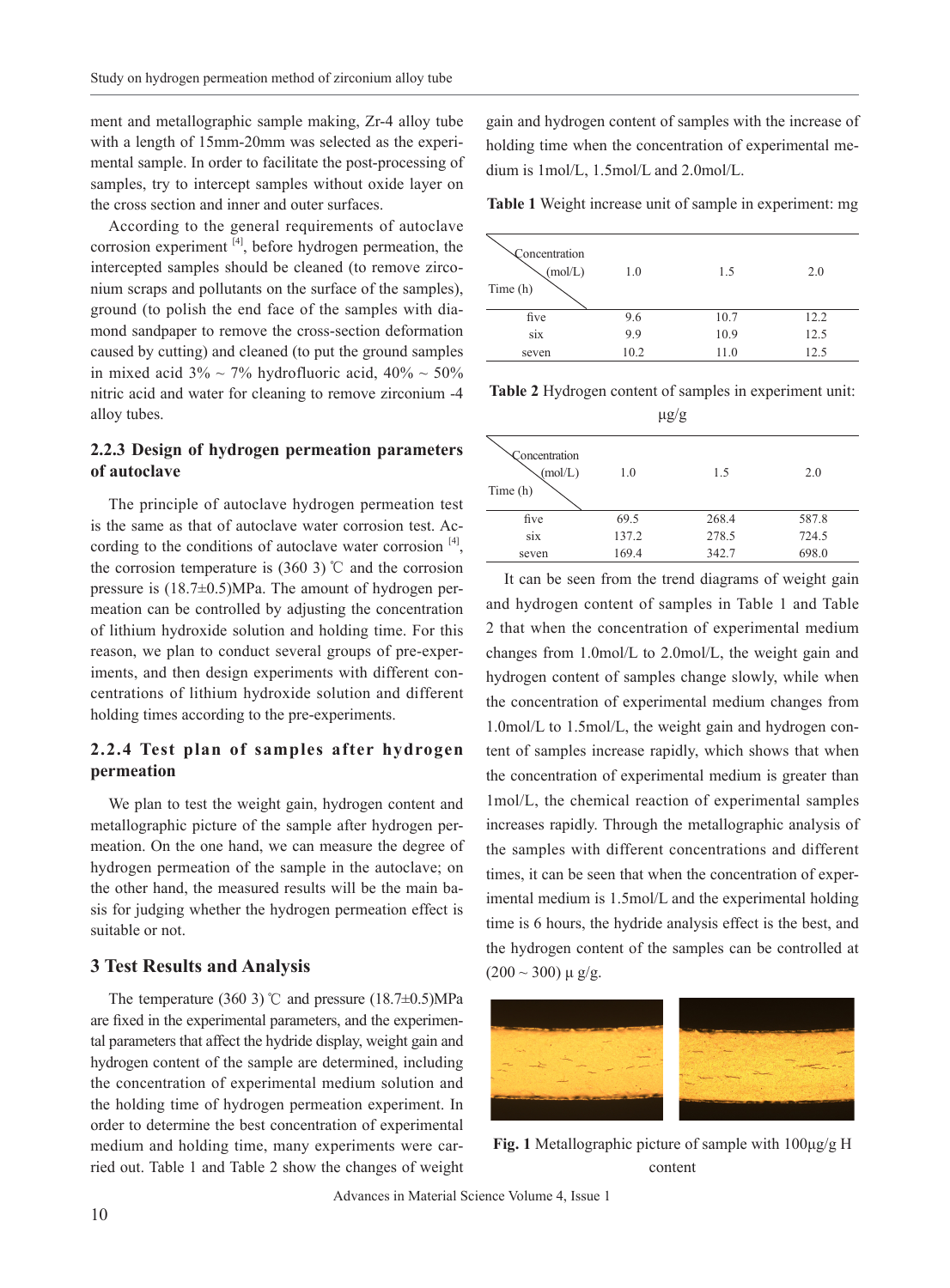ment and metallographic sample making, Zr-4 alloy tube with a length of 15mm-20mm was selected as the experimental sample. In order to facilitate the post-processing of samples, try to intercept samples without oxide layer on the cross section and inner and outer surfaces.

According to the general requirements of autoclave corrosion experiment [4], before hydrogen permeation, the intercepted samples should be cleaned (to remove zirconium scraps and pollutants on the surface of the samples), ground (to polish the end face of the samples with diamond sandpaper to remove the cross-section deformation caused by cutting) and cleaned (to put the ground samples in mixed acid 3% ~ 7% hydrofluoric acid, 40% ~ 50% nitric acid and water for cleaning to remove zirconium -4 alloy tubes.

### 2.2.3 Design of hydrogen permeation parameters of autoclave

The principle of autoclave hydrogen permeation test is the same as that of autoclave water corrosion test. According to the conditions of autoclave water corrosion [4], the corrosion temperature is (360 3) ℃ and the corrosion pressure is (18.7±0.5)MPa. The amount of hydrogen permeation can be controlled by adjusting the concentration of lithium hydroxide solution and holding time. For this reason, we plan to conduct several groups of pre-experiments, and then design experiments with different concentrations of lithium hydroxide solution and different holding times according to the pre-experiments.

### 2.2.4 Test plan of samples after hydrogen permeation

We plan to test the weight gain, hydrogen content and metallographic picture of the sample after hydrogen permeation. On the one hand, we can measure the degree of hydrogen permeation of the sample in the autoclave; on the other hand, the measured results will be the main basis for judging whether the hydrogen permeation effect is suitable or not.

## 3 Test Results and Analysis

The temperature (360 3) ℃ and pressure (18.7±0.5)MPa are fixed in the experimental parameters, and the experimental parameters that affect the hydride display, weight gain and hydrogen content of the sample are determined, including the concentration of experimental medium solution and the holding time of hydrogen permeation experiment. In order to determine the best concentration of experimental medium and holding time, many experiments were carried out. Table 1 and Table 2 show the changes of weight gain and hydrogen content of samples with the increase of holding time when the concentration of experimental medium is 1mol/L, 1.5mol/L and 2.0mol/L.

**Table 1** Weight increase unit of sample in experiment: mg

| Time (h) \ Concentration (mol/L) | 1.0 | 1.5 | 2.0 |
|---|---|---|---|
| five | 9.6 | 10.7 | 12.2 |
| six | 9.9 | 10.9 | 12.5 |
| seven | 10.2 | 11.0 | 12.5 |

**Table 2** Hydrogen content of samples in experiment unit: μg/g

| Time (h) \ Concentration (mol/L) | 1.0 | 1.5 | 2.0 |
|---|---|---|---|
| five | 69.5 | 268.4 | 587.8 |
| six | 137.2 | 278.5 | 724.5 |
| seven | 169.4 | 342.7 | 698.0 |

It can be seen from the trend diagrams of weight gain and hydrogen content of samples in Table 1 and Table 2 that when the concentration of experimental medium changes from 1.0mol/L to 2.0mol/L, the weight gain and hydrogen content of samples change slowly, while when the concentration of experimental medium changes from 1.0mol/L to 1.5mol/L, the weight gain and hydrogen content of samples increase rapidly, which shows that when the concentration of experimental medium is greater than 1mol/L, the chemical reaction of experimental samples increases rapidly. Through the metallographic analysis of the samples with different concentrations and different times, it can be seen that when the concentration of experimental medium is 1.5mol/L and the experimental holding time is 6 hours, the hydride analysis effect is the best, and the hydrogen content of the samples can be controlled at (200 ~ 300) μ g/g.

**Fig. 1** Metallographic picture of sample with 100μg/g H content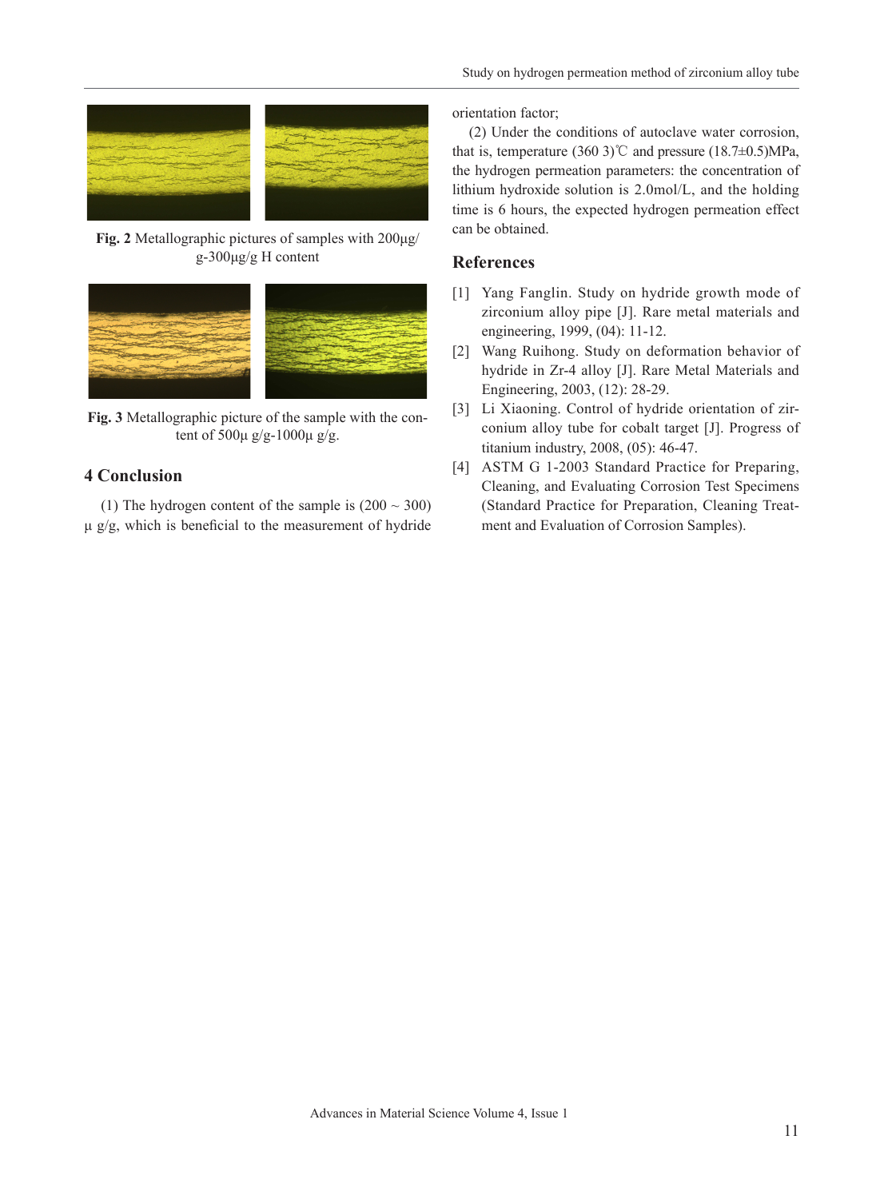**Fig. 2** Metallographic pictures of samples with 200μg/g-300μg/g H content

**Fig. 3** Metallographic picture of the sample with the content of 500μ g/g-1000μ g/g.

## 4 Conclusion

(1) The hydrogen content of the sample is (200 ~ 300) μ g/g, which is beneficial to the measurement of hydride orientation factor;

(2) Under the conditions of autoclave water corrosion, that is, temperature (360 3)℃ and pressure (18.7±0.5)MPa, the hydrogen permeation parameters: the concentration of lithium hydroxide solution is 2.0mol/L, and the holding time is 6 hours, the expected hydrogen permeation effect can be obtained.

## References

[1] Yang Fanglin. Study on hydride growth mode of zirconium alloy pipe [J]. Rare metal materials and engineering, 1999, (04): 11-12.

[2] Wang Ruihong. Study on deformation behavior of hydride in Zr-4 alloy [J]. Rare Metal Materials and Engineering, 2003, (12): 28-29.

[3] Li Xiaoning. Control of hydride orientation of zirconium alloy tube for cobalt target [J]. Progress of titanium industry, 2008, (05): 46-47.

[4] ASTM G 1-2003 Standard Practice for Preparing, Cleaning, and Evaluating Corrosion Test Specimens (Standard Practice for Preparation, Cleaning Treatment and Evaluation of Corrosion Samples).